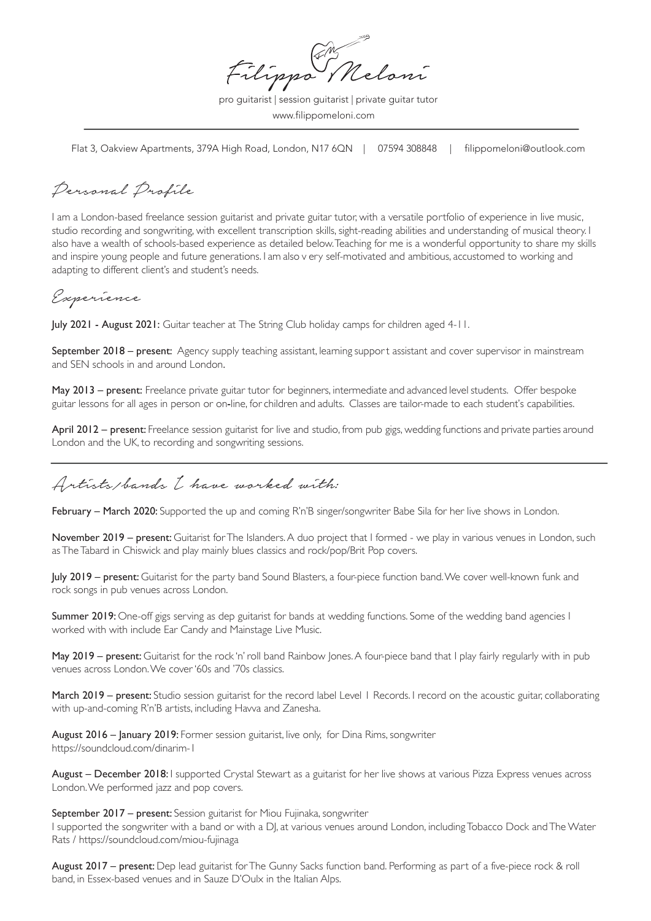# Filippo Meloni

pro guitarist | session guitarist | private guitar tutor
www.filippomeloni.com

Flat 3, Oakview Apartments, 379A High Road, London, N17 6QN | 07594 308848 | filippomeloni@outlook.com

## Personal Profile

I am a London-based freelance session guitarist and private guitar tutor, with a versatile portfolio of experience in live music, studio recording and songwriting, with excellent transcription skills, sight-reading abilities and understanding of musical theory. I also have a wealth of schools-based experience as detailed below. Teaching for me is a wonderful opportunity to share my skills and inspire young people and future generations. I am also v ery self-motivated and ambitious, accustomed to working and adapting to different client's and student's needs.

## Experience

**July 2021 - August 2021:** Guitar teacher at The String Club holiday camps for children aged 4-11.

**September 2018 – present:** Agency supply teaching assistant, learning support assistant and cover supervisor in mainstream and SEN schools in and around London.

**May 2013 – present:** Freelance private guitar tutor for beginners, intermediate and advanced level students. Offer bespoke guitar lessons for all ages in person or on-line, for children and adults. Classes are tailor-made to each student's capabilities.

**April 2012 – present:** Freelance session guitarist for live and studio, from pub gigs, wedding functions and private parties around London and the UK, to recording and songwriting sessions.

## Artists/bands I have worked with:

**February – March 2020:** Supported the up and coming R'n'B singer/songwriter Babe Sila for her live shows in London.

**November 2019 – present:** Guitarist for The Islanders. A duo project that I formed - we play in various venues in London, such as The Tabard in Chiswick and play mainly blues classics and rock/pop/Brit Pop covers.

**July 2019 – present:** Guitarist for the party band Sound Blasters, a four-piece function band. We cover well-known funk and rock songs in pub venues across London.

**Summer 2019:** One-off gigs serving as dep guitarist for bands at wedding functions. Some of the wedding band agencies I worked with with include Ear Candy and Mainstage Live Music.

**May 2019 – present:** Guitarist for the rock 'n' roll band Rainbow Jones. A four-piece band that I play fairly regularly with in pub venues across London. We cover '60s and '70s classics.

**March 2019 – present:** Studio session guitarist for the record label Level 1 Records. I record on the acoustic guitar, collaborating with up-and-coming R'n'B artists, including Havva and Zanesha.

**August 2016 – January 2019:** Former session guitarist, live only, for Dina Rims, songwriter
https://soundcloud.com/dinarim-1

**August – December 2018:** I supported Crystal Stewart as a guitarist for her live shows at various Pizza Express venues across London. We performed jazz and pop covers.

**September 2017 – present:** Session guitarist for Miou Fujinaka, songwriter
I supported the songwriter with a band or with a DJ, at various venues around London, including Tobacco Dock and The Water Rats / https://soundcloud.com/miou-fujinaga

**August 2017 – present:** Dep lead guitarist for The Gunny Sacks function band. Performing as part of a five-piece rock & roll band, in Essex-based venues and in Sauze D'Oulx in the Italian Alps.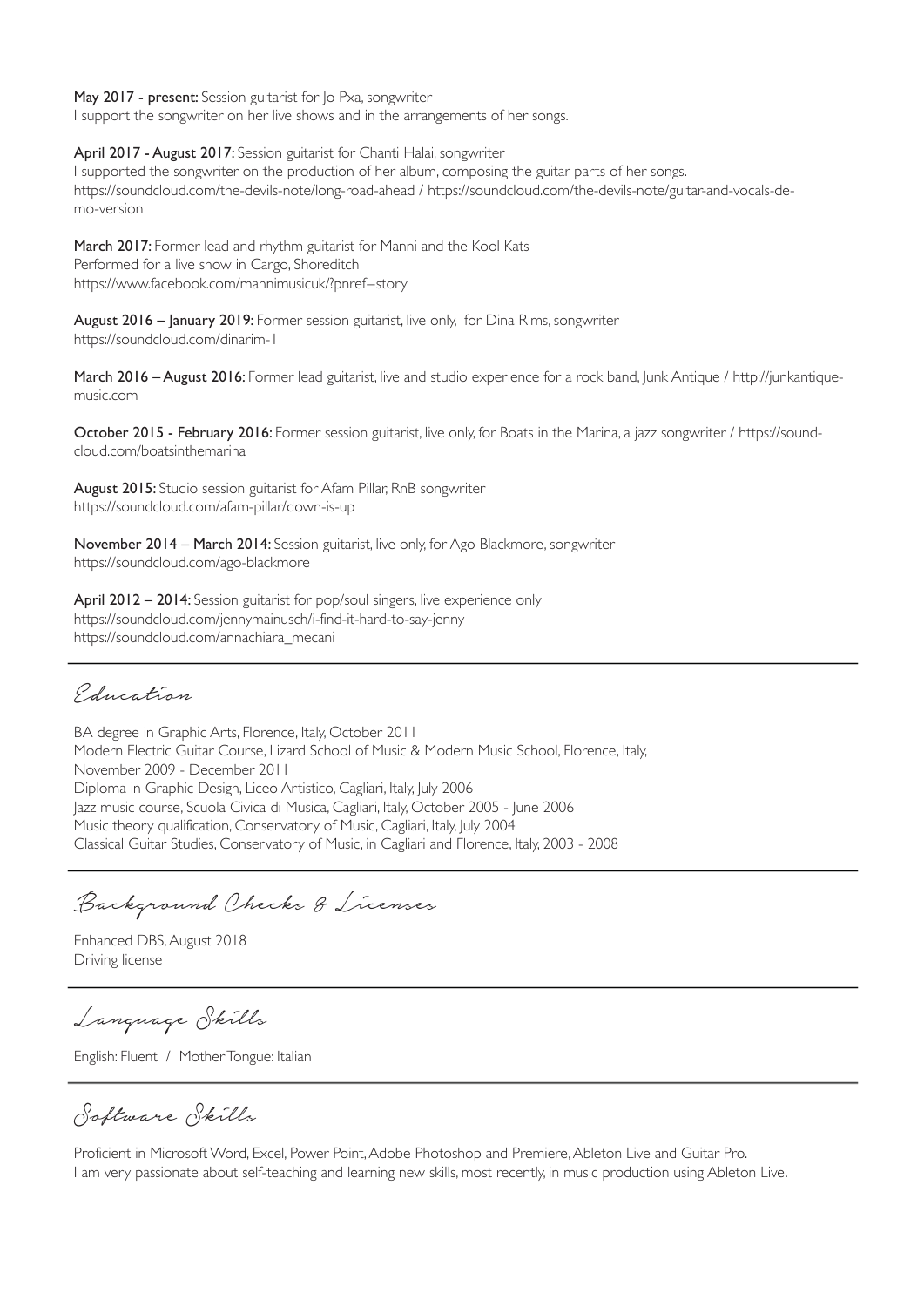**May 2017 - present:** Session guitarist for Jo Pxa, songwriter
I support the songwriter on her live shows and in the arrangements of her songs.

**April 2017 - August 2017:** Session guitarist for Chanti Halai, songwriter
I supported the songwriter on the production of her album, composing the guitar parts of her songs.
https://soundcloud.com/the-devils-note/long-road-ahead / https://soundcloud.com/the-devils-note/guitar-and-vocals-demo-version

**March 2017:** Former lead and rhythm guitarist for Manni and the Kool Kats
Performed for a live show in Cargo, Shoreditch
https://www.facebook.com/mannimusicuk/?pnref=story

**August 2016 – January 2019:** Former session guitarist, live only, for Dina Rims, songwriter
https://soundcloud.com/dinarim-1

**March 2016 – August 2016:** Former lead guitarist, live and studio experience for a rock band, Junk Antique / http://junkantique-music.com

**October 2015 - February 2016:** Former session guitarist, live only, for Boats in the Marina, a jazz songwriter / https://soundcloud.com/boatsinthemarina

**August 2015:** Studio session guitarist for Afam Pillar, RnB songwriter
https://soundcloud.com/afam-pillar/down-is-up

**November 2014 – March 2014:** Session guitarist, live only, for Ago Blackmore, songwriter
https://soundcloud.com/ago-blackmore

**April 2012 – 2014:** Session guitarist for pop/soul singers, live experience only
https://soundcloud.com/jennymainusch/i-find-it-hard-to-say-jenny
https://soundcloud.com/annachiara_mecani

## Education

BA degree in Graphic Arts, Florence, Italy, October 2011
Modern Electric Guitar Course, Lizard School of Music & Modern Music School, Florence, Italy, November 2009 - December 2011
Diploma in Graphic Design, Liceo Artistico, Cagliari, Italy, July 2006
Jazz music course, Scuola Civica di Musica, Cagliari, Italy, October 2005 - June 2006
Music theory qualification, Conservatory of Music, Cagliari, Italy, July 2004
Classical Guitar Studies, Conservatory of Music, in Cagliari and Florence, Italy, 2003 - 2008

## Background Checks & Licenses

Enhanced DBS, August 2018
Driving license

## Language Skills

English: Fluent / Mother Tongue: Italian

## Software Skills

Proficient in Microsoft Word, Excel, Power Point, Adobe Photoshop and Premiere, Ableton Live and Guitar Pro.
I am very passionate about self-teaching and learning new skills, most recently, in music production using Ableton Live.